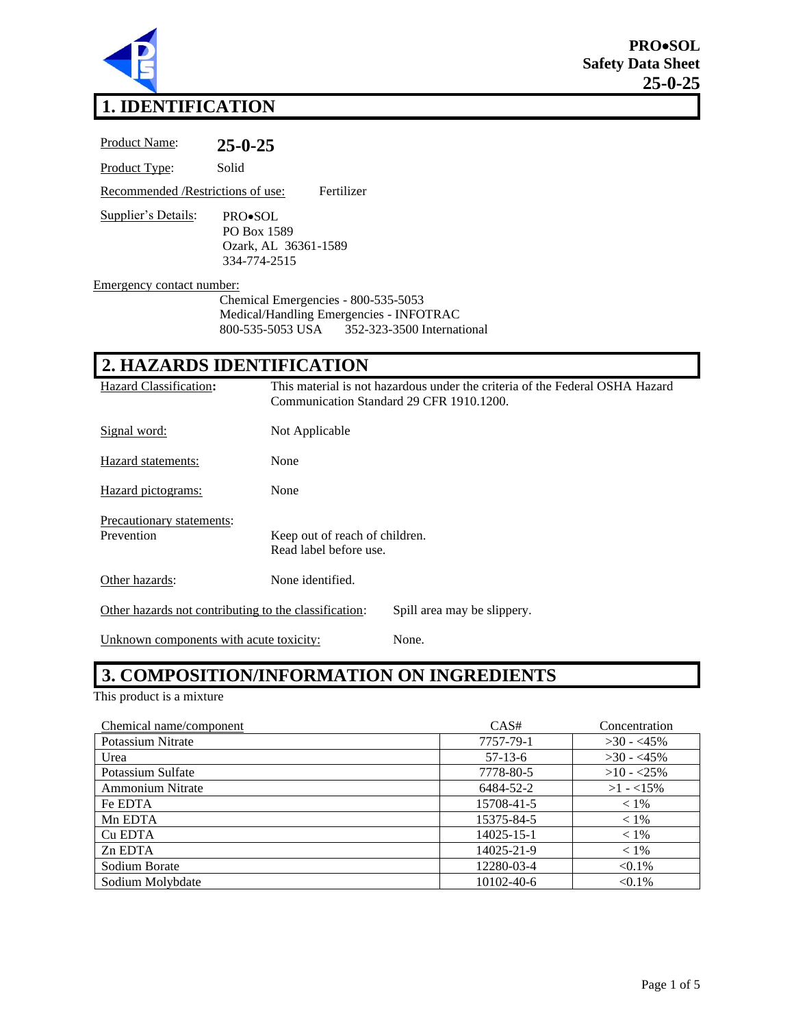**PRO•SOL**
**Safety Data Sheet**
**25-0-25**

# 1. IDENTIFICATION

Product Name: **25-0-25**

Product Type: Solid

Recommended /Restrictions of use: Fertilizer

Supplier's Details:
PRO•SOL
PO Box 1589
Ozark, AL 36361-1589
334-774-2515

Emergency contact number:
Chemical Emergencies - 800-535-5053
Medical/Handling Emergencies - INFOTRAC
800-535-5053 USA 352-323-3500 International

# 2. HAZARDS IDENTIFICATION

Hazard Classification**:** This material is not hazardous under the criteria of the Federal OSHA Hazard Communication Standard 29 CFR 1910.1200.

Signal word: Not Applicable

Hazard statements: None

Hazard pictograms: None

Precautionary statements:
Prevention: Keep out of reach of children.
Read label before use.

Other hazards: None identified.

Other hazards not contributing to the classification: Spill area may be slippery.

Unknown components with acute toxicity: None.

# 3. COMPOSITION/INFORMATION ON INGREDIENTS

This product is a mixture

| Chemical name/component | CAS# | Concentration |
|---|---|---|
| Potassium Nitrate | 7757-79-1 | >30 - <45% |
| Urea | 57-13-6 | >30 - <45% |
| Potassium Sulfate | 7778-80-5 | >10 - <25% |
| Ammonium Nitrate | 6484-52-2 | >1 - <15% |
| Fe EDTA | 15708-41-5 | < 1% |
| Mn EDTA | 15375-84-5 | < 1% |
| Cu EDTA | 14025-15-1 | < 1% |
| Zn EDTA | 14025-21-9 | < 1% |
| Sodium Borate | 12280-03-4 | <0.1% |
| Sodium Molybdate | 10102-40-6 | <0.1% |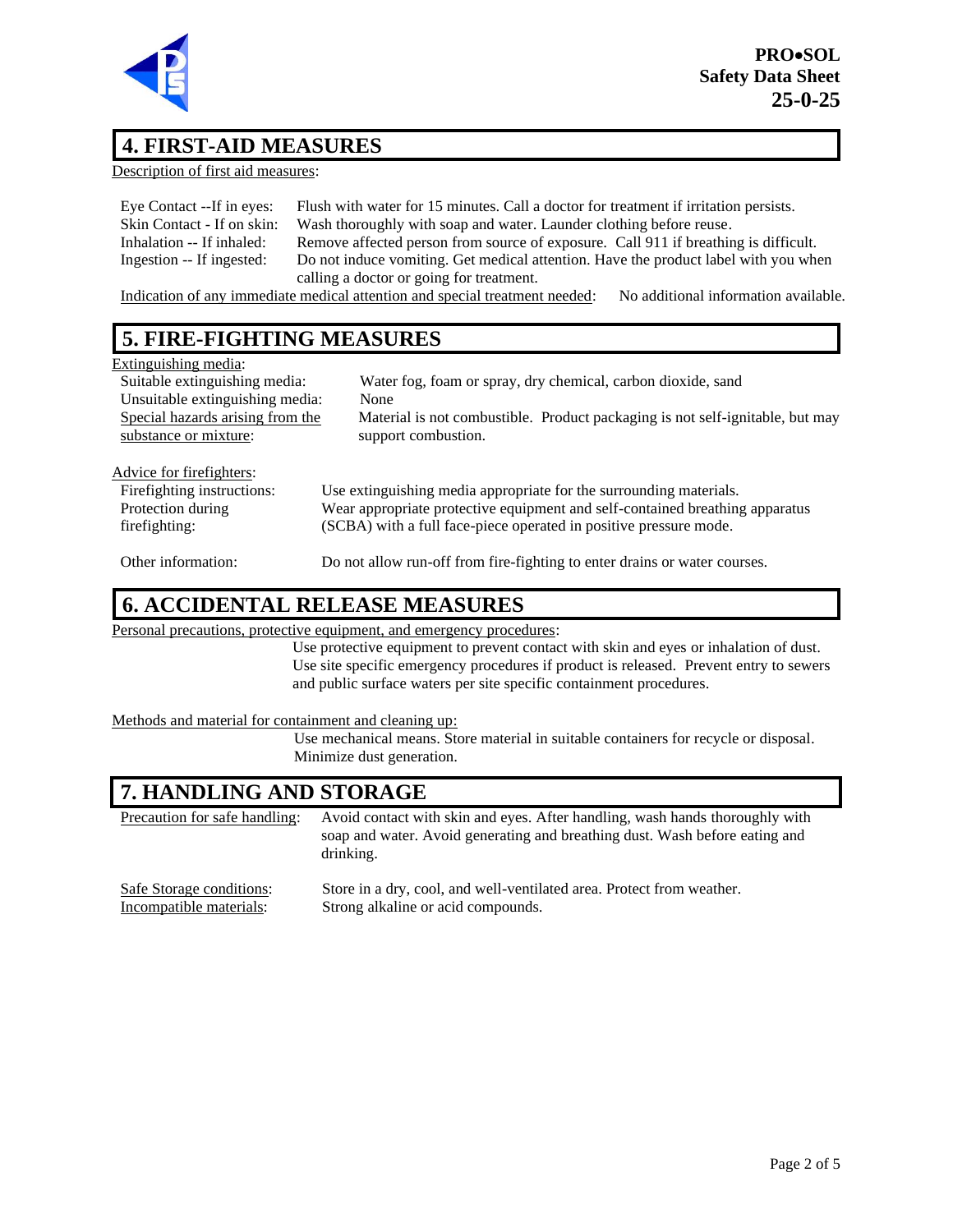## 4. FIRST-AID MEASURES

Description of first aid measures:

| | |
|---|---|
| Eye Contact --If in eyes: | Flush with water for 15 minutes. Call a doctor for treatment if irritation persists. |
| Skin Contact - If on skin: | Wash thoroughly with soap and water. Launder clothing before reuse. |
| Inhalation -- If inhaled: | Remove affected person from source of exposure. Call 911 if breathing is difficult. |
| Ingestion -- If ingested: | Do not induce vomiting. Get medical attention. Have the product label with you when calling a doctor or going for treatment. |

Indication of any immediate medical attention and special treatment needed: No additional information available.

## 5. FIRE-FIGHTING MEASURES

Extinguishing media:

| | |
|---|---|
| Suitable extinguishing media: | Water fog, foam or spray, dry chemical, carbon dioxide, sand |
| Unsuitable extinguishing media: | None |
| Special hazards arising from the substance or mixture: | Material is not combustible. Product packaging is not self-ignitable, but may support combustion. |

Advice for firefighters:

| | |
|---|---|
| Firefighting instructions: | Use extinguishing media appropriate for the surrounding materials. |
| Protection during firefighting: | Wear appropriate protective equipment and self-contained breathing apparatus (SCBA) with a full face-piece operated in positive pressure mode. |
| Other information: | Do not allow run-off from fire-fighting to enter drains or water courses. |

## 6. ACCIDENTAL RELEASE MEASURES

Personal precautions, protective equipment, and emergency procedures:

Use protective equipment to prevent contact with skin and eyes or inhalation of dust. Use site specific emergency procedures if product is released. Prevent entry to sewers and public surface waters per site specific containment procedures.

Methods and material for containment and cleaning up:

Use mechanical means. Store material in suitable containers for recycle or disposal. Minimize dust generation.

## 7. HANDLING AND STORAGE

| | |
|---|---|
| Precaution for safe handling: | Avoid contact with skin and eyes. After handling, wash hands thoroughly with soap and water. Avoid generating and breathing dust. Wash before eating and drinking. |
| Safe Storage conditions: | Store in a dry, cool, and well-ventilated area. Protect from weather. |
| Incompatible materials: | Strong alkaline or acid compounds. |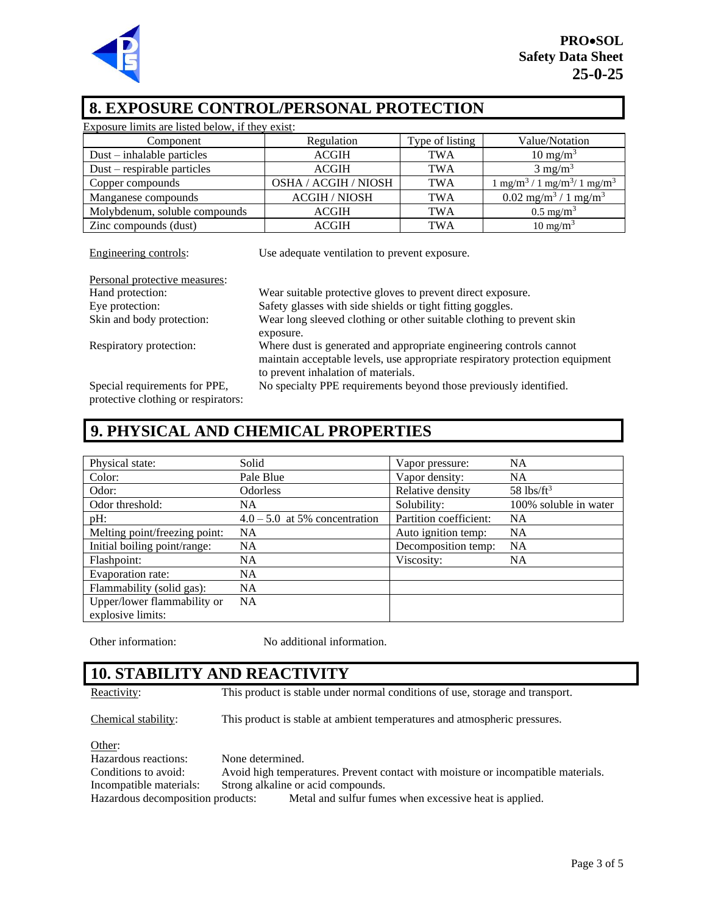## 8. EXPOSURE CONTROL/PERSONAL PROTECTION

Exposure limits are listed below, if they exist:

| Component | Regulation | Type of listing | Value/Notation |
|---|---|---|---|
| Dust – inhalable particles | ACGIH | TWA | 10 mg/m$^3$ |
| Dust – respirable particles | ACGIH | TWA | 3 mg/m$^3$ |
| Copper compounds | OSHA / ACGIH / NIOSH | TWA | 1 mg/m$^3$ / 1 mg/m$^3$/ 1 mg/m$^3$ |
| Manganese compounds | ACGIH / NIOSH | TWA | 0.02 mg/m$^3$ / 1 mg/m$^3$ |
| Molybdenum, soluble compounds | ACGIH | TWA | 0.5 mg/m$^3$ |
| Zinc compounds (dust) | ACGIH | TWA | 10 mg/m$^3$ |

Engineering controls: Use adequate ventilation to prevent exposure.

Personal protective measures:

Hand protection: Wear suitable protective gloves to prevent direct exposure.

Eye protection: Safety glasses with side shields or tight fitting goggles.

Skin and body protection: Wear long sleeved clothing or other suitable clothing to prevent skin exposure.

Respiratory protection: Where dust is generated and appropriate engineering controls cannot maintain acceptable levels, use appropriate respiratory protection equipment to prevent inhalation of materials.

Special requirements for PPE, protective clothing or respirators: No specialty PPE requirements beyond those previously identified.

## 9. PHYSICAL AND CHEMICAL PROPERTIES

| | | | |
|---|---|---|---|
| Physical state: | Solid | Vapor pressure: | NA |
| Color: | Pale Blue | Vapor density: | NA |
| Odor: | Odorless | Relative density | 58 lbs/ft$^3$ |
| Odor threshold: | NA | Solubility: | 100% soluble in water |
| pH: | 4.0 – 5.0 at 5% concentration | Partition coefficient: | NA |
| Melting point/freezing point: | NA | Auto ignition temp: | NA |
| Initial boiling point/range: | NA | Decomposition temp: | NA |
| Flashpoint: | NA | Viscosity: | NA |
| Evaporation rate: | NA | | |
| Flammability (solid gas): | NA | | |
| Upper/lower flammability or explosive limits: | NA | | |

Other information: No additional information.

## 10. STABILITY AND REACTIVITY

Reactivity: This product is stable under normal conditions of use, storage and transport.

Chemical stability: This product is stable at ambient temperatures and atmospheric pressures.

Other:

Hazardous reactions: None determined.

Conditions to avoid: Avoid high temperatures. Prevent contact with moisture or incompatible materials.

Incompatible materials: Strong alkaline or acid compounds.

Hazardous decomposition products: Metal and sulfur fumes when excessive heat is applied.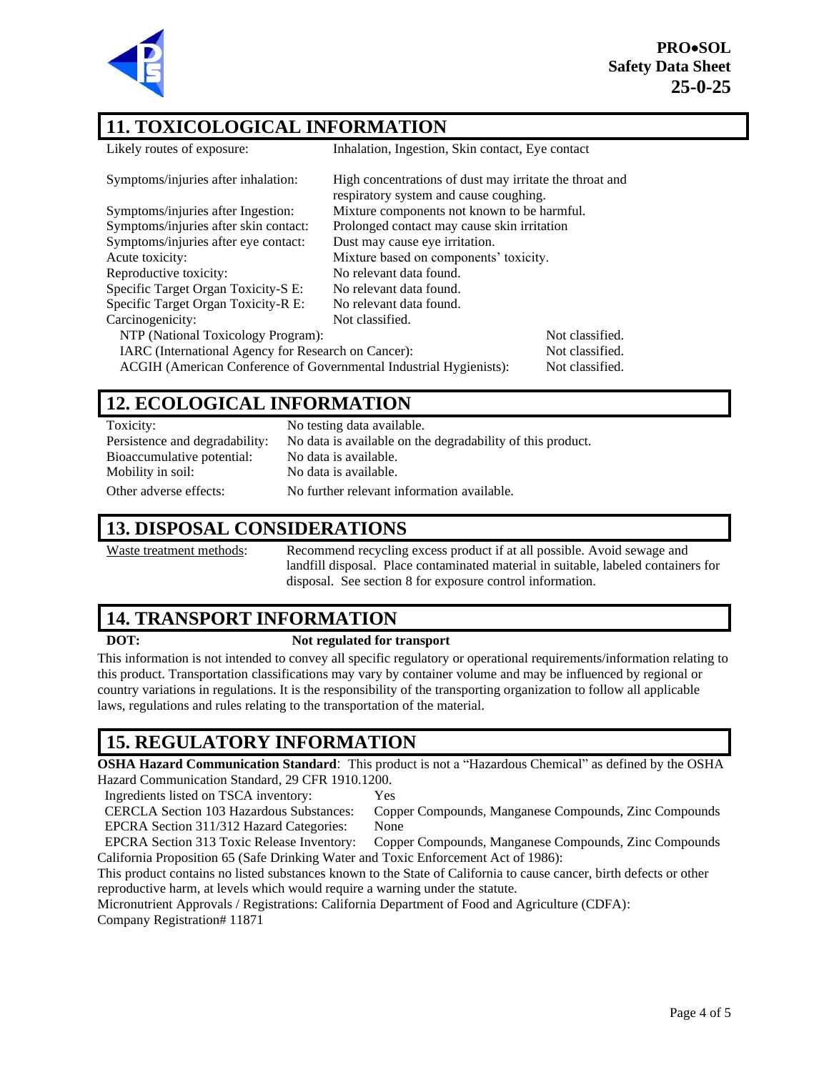## 11. TOXICOLOGICAL INFORMATION

| | |
|---|---|
| Likely routes of exposure: | Inhalation, Ingestion, Skin contact, Eye contact |
| Symptoms/injuries after inhalation: | High concentrations of dust may irritate the throat and respiratory system and cause coughing. |
| Symptoms/injuries after Ingestion: | Mixture components not known to be harmful. |
| Symptoms/injuries after skin contact: | Prolonged contact may cause skin irritation |
| Symptoms/injuries after eye contact: | Dust may cause eye irritation. |
| Acute toxicity: | Mixture based on components' toxicity. |
| Reproductive toxicity: | No relevant data found. |
| Specific Target Organ Toxicity-S E: | No relevant data found. |
| Specific Target Organ Toxicity-R E: | No relevant data found. |
| Carcinogenicity: | Not classified. |

| | |
|---|---|
| NTP (National Toxicology Program): | Not classified. |
| IARC (International Agency for Research on Cancer): | Not classified. |
| ACGIH (American Conference of Governmental Industrial Hygienists): | Not classified. |

## 12. ECOLOGICAL INFORMATION

| | |
|---|---|
| Toxicity: | No testing data available. |
| Persistence and degradability: | No data is available on the degradability of this product. |
| Bioaccumulative potential: | No data is available. |
| Mobility in soil: | No data is available. |
| Other adverse effects: | No further relevant information available. |

## 13. DISPOSAL CONSIDERATIONS

Waste treatment methods: Recommend recycling excess product if at all possible. Avoid sewage and landfill disposal. Place contaminated material in suitable, labeled containers for disposal. See section 8 for exposure control information.

## 14. TRANSPORT INFORMATION

**DOT:** **Not regulated for transport**

This information is not intended to convey all specific regulatory or operational requirements/information relating to this product. Transportation classifications may vary by container volume and may be influenced by regional or country variations in regulations. It is the responsibility of the transporting organization to follow all applicable laws, regulations and rules relating to the transportation of the material.

## 15. REGULATORY INFORMATION

**OSHA Hazard Communication Standard**: This product is not a "Hazardous Chemical" as defined by the OSHA Hazard Communication Standard, 29 CFR 1910.1200.

| | |
|---|---|
| Ingredients listed on TSCA inventory: | Yes |
| CERCLA Section 103 Hazardous Substances: | Copper Compounds, Manganese Compounds, Zinc Compounds |
| EPCRA Section 311/312 Hazard Categories: | None |
| EPCRA Section 313 Toxic Release Inventory: | Copper Compounds, Manganese Compounds, Zinc Compounds |

California Proposition 65 (Safe Drinking Water and Toxic Enforcement Act of 1986):

This product contains no listed substances known to the State of California to cause cancer, birth defects or other reproductive harm, at levels which would require a warning under the statute.

Micronutrient Approvals / Registrations: California Department of Food and Agriculture (CDFA):
Company Registration# 11871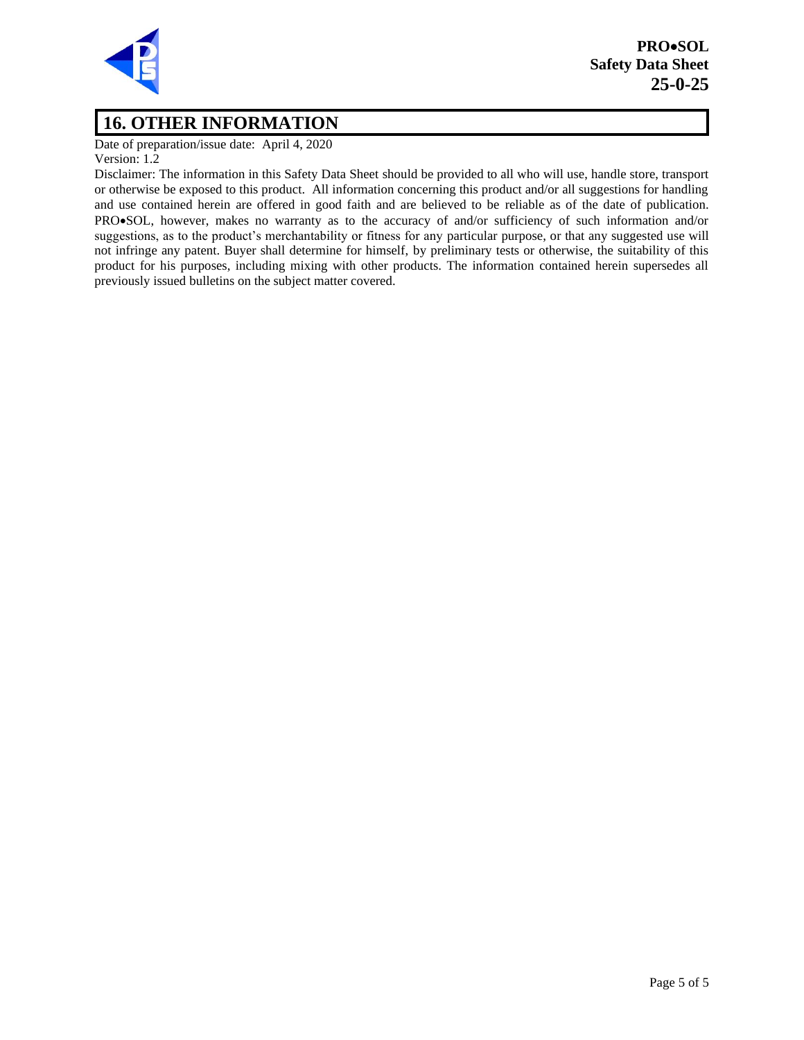## 16. OTHER INFORMATION

Date of preparation/issue date: April 4, 2020
Version: 1.2

Disclaimer: The information in this Safety Data Sheet should be provided to all who will use, handle store, transport or otherwise be exposed to this product. All information concerning this product and/or all suggestions for handling and use contained herein are offered in good faith and are believed to be reliable as of the date of publication. PRO•SOL, however, makes no warranty as to the accuracy of and/or sufficiency of such information and/or suggestions, as to the product's merchantability or fitness for any particular purpose, or that any suggested use will not infringe any patent. Buyer shall determine for himself, by preliminary tests or otherwise, the suitability of this product for his purposes, including mixing with other products. The information contained herein supersedes all previously issued bulletins on the subject matter covered.